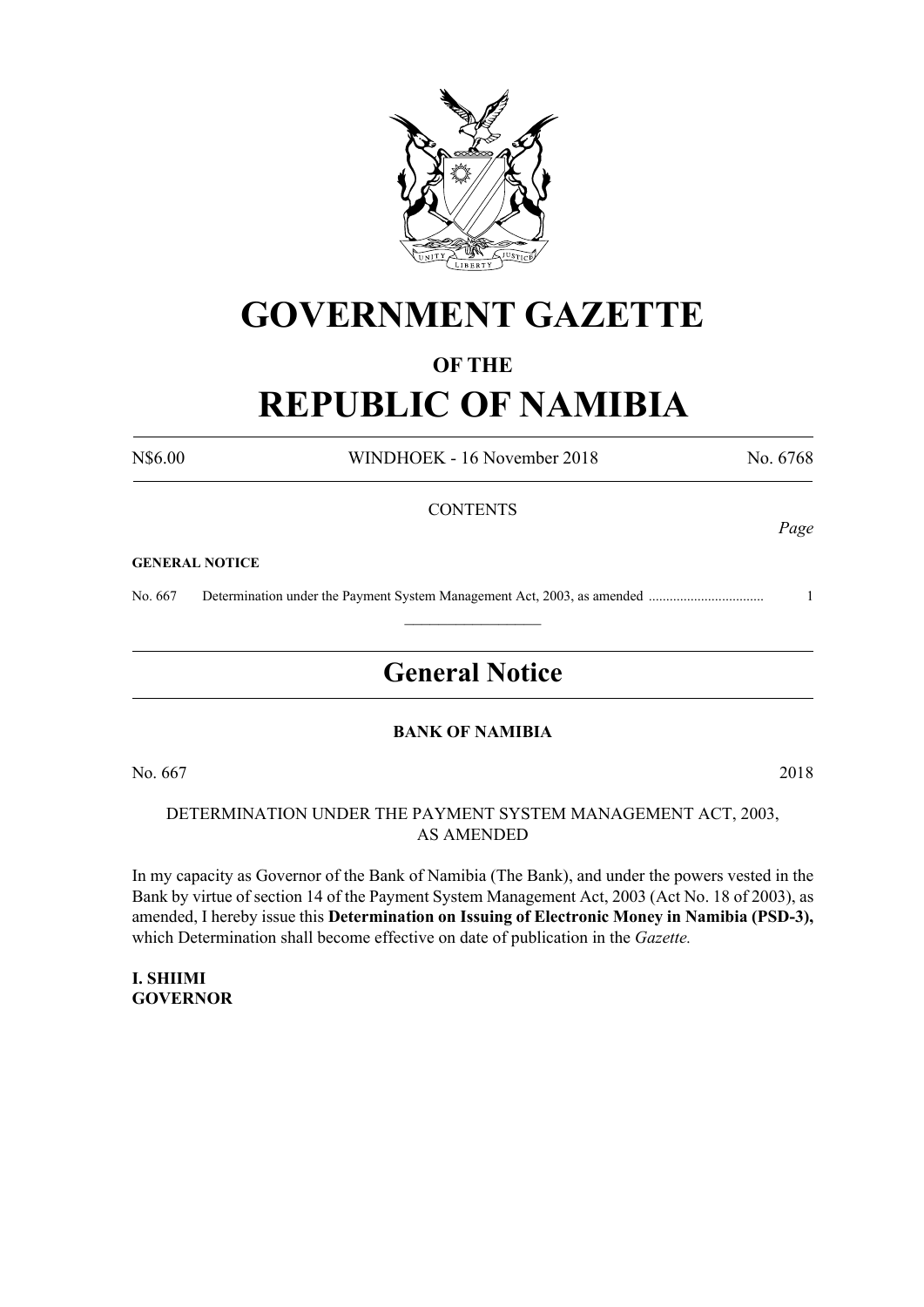# GOVERNMENT GAZETTE

## OF THE

# REPUBLIC OF NAMIBIA

N$6.00 WINDHOEK - 16 November 2018 No. 6768

CONTENTS

*Page*

**GENERAL NOTICE**

No. 667 Determination under the Payment System Management Act, 2003, as amended ................................ 1

---

## General Notice

**BANK OF NAMIBIA**

No. 667 2018

DETERMINATION UNDER THE PAYMENT SYSTEM MANAGEMENT ACT, 2003, AS AMENDED

In my capacity as Governor of the Bank of Namibia (The Bank), and under the powers vested in the Bank by virtue of section 14 of the Payment System Management Act, 2003 (Act No. 18 of 2003), as amended, I hereby issue this **Determination on Issuing of Electronic Money in Namibia (PSD-3),** which Determination shall become effective on date of publication in the *Gazette.*

**I. SHIIMI**
**GOVERNOR**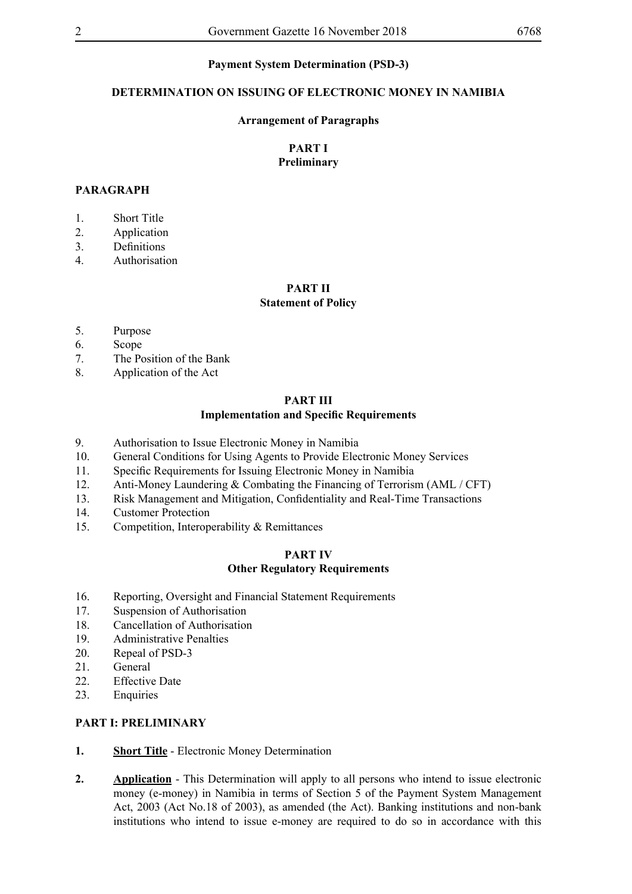**Payment System Determination (PSD-3)**

**DETERMINATION ON ISSUING OF ELECTRONIC MONEY IN NAMIBIA**

**Arrangement of Paragraphs**

**PART I**
**Preliminary**

**PARAGRAPH**

1. Short Title
2. Application
3. Definitions
4. Authorisation

**PART II**
**Statement of Policy**

5. Purpose
6. Scope
7. The Position of the Bank
8. Application of the Act

**PART III**
**Implementation and Specific Requirements**

9. Authorisation to Issue Electronic Money in Namibia
10. General Conditions for Using Agents to Provide Electronic Money Services
11. Specific Requirements for Issuing Electronic Money in Namibia
12. Anti-Money Laundering & Combating the Financing of Terrorism (AML / CFT)
13. Risk Management and Mitigation, Confidentiality and Real-Time Transactions
14. Customer Protection
15. Competition, Interoperability & Remittances

**PART IV**
**Other Regulatory Requirements**

16. Reporting, Oversight and Financial Statement Requirements
17. Suspension of Authorisation
18. Cancellation of Authorisation
19. Administrative Penalties
20. Repeal of PSD-3
21. General
22. Effective Date
23. Enquiries

**PART I: PRELIMINARY**

**1.** **Short Title** - Electronic Money Determination

**2.** **Application** - This Determination will apply to all persons who intend to issue electronic money (e-money) in Namibia in terms of Section 5 of the Payment System Management Act, 2003 (Act No.18 of 2003), as amended (the Act). Banking institutions and non-bank institutions who intend to issue e-money are required to do so in accordance with this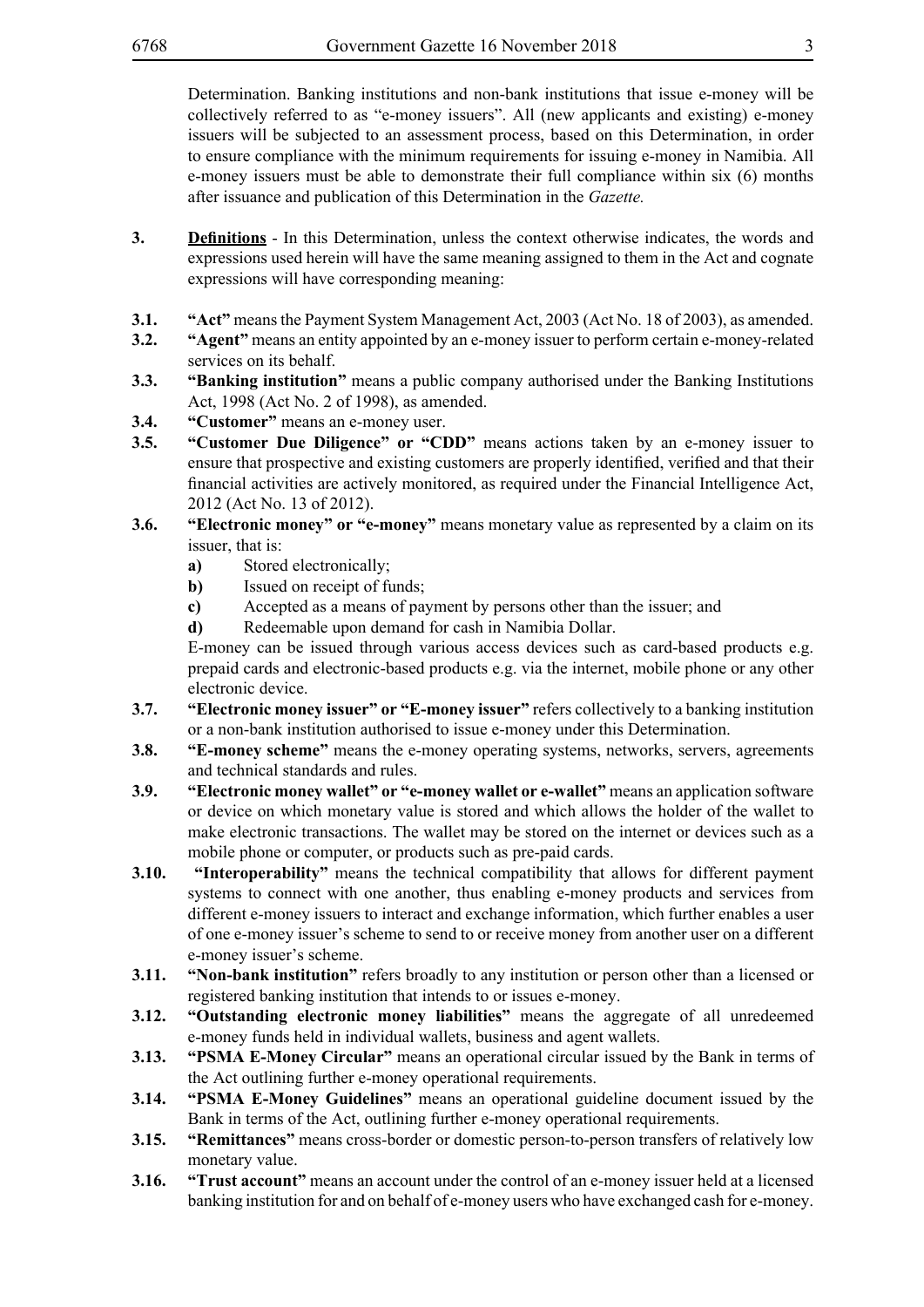Determination. Banking institutions and non-bank institutions that issue e-money will be collectively referred to as "e-money issuers". All (new applicants and existing) e-money issuers will be subjected to an assessment process, based on this Determination, in order to ensure compliance with the minimum requirements for issuing e-money in Namibia. All e-money issuers must be able to demonstrate their full compliance within six (6) months after issuance and publication of this Determination in the *Gazette.*

**3.** **Definitions** - In this Determination, unless the context otherwise indicates, the words and expressions used herein will have the same meaning assigned to them in the Act and cognate expressions will have corresponding meaning:

**3.1.** **"Act"** means the Payment System Management Act, 2003 (Act No. 18 of 2003), as amended.

**3.2.** **"Agent"** means an entity appointed by an e-money issuer to perform certain e-money-related services on its behalf.

**3.3.** **"Banking institution"** means a public company authorised under the Banking Institutions Act, 1998 (Act No. 2 of 1998), as amended.

**3.4.** **"Customer"** means an e-money user.

**3.5.** **"Customer Due Diligence" or "CDD"** means actions taken by an e-money issuer to ensure that prospective and existing customers are properly identified, verified and that their financial activities are actively monitored, as required under the Financial Intelligence Act, 2012 (Act No. 13 of 2012).

**3.6.** **"Electronic money" or "e-money"** means monetary value as represented by a claim on its issuer, that is:

- **a)** Stored electronically;
- **b)** Issued on receipt of funds;
- **c)** Accepted as a means of payment by persons other than the issuer; and
- **d)** Redeemable upon demand for cash in Namibia Dollar.

E-money can be issued through various access devices such as card-based products e.g. prepaid cards and electronic-based products e.g. via the internet, mobile phone or any other electronic device.

**3.7.** **"Electronic money issuer" or "E-money issuer"** refers collectively to a banking institution or a non-bank institution authorised to issue e-money under this Determination.

**3.8.** **"E-money scheme"** means the e-money operating systems, networks, servers, agreements and technical standards and rules.

**3.9.** **"Electronic money wallet" or "e-money wallet or e-wallet"** means an application software or device on which monetary value is stored and which allows the holder of the wallet to make electronic transactions. The wallet may be stored on the internet or devices such as a mobile phone or computer, or products such as pre-paid cards.

**3.10.** **"Interoperability"** means the technical compatibility that allows for different payment systems to connect with one another, thus enabling e-money products and services from different e-money issuers to interact and exchange information, which further enables a user of one e-money issuer's scheme to send to or receive money from another user on a different e-money issuer's scheme.

**3.11.** **"Non-bank institution"** refers broadly to any institution or person other than a licensed or registered banking institution that intends to or issues e-money.

**3.12.** **"Outstanding electronic money liabilities"** means the aggregate of all unredeemed e-money funds held in individual wallets, business and agent wallets.

**3.13.** **"PSMA E-Money Circular"** means an operational circular issued by the Bank in terms of the Act outlining further e-money operational requirements.

**3.14.** **"PSMA E-Money Guidelines"** means an operational guideline document issued by the Bank in terms of the Act, outlining further e-money operational requirements.

**3.15.** **"Remittances"** means cross-border or domestic person-to-person transfers of relatively low monetary value.

**3.16.** **"Trust account"** means an account under the control of an e-money issuer held at a licensed banking institution for and on behalf of e-money users who have exchanged cash for e-money.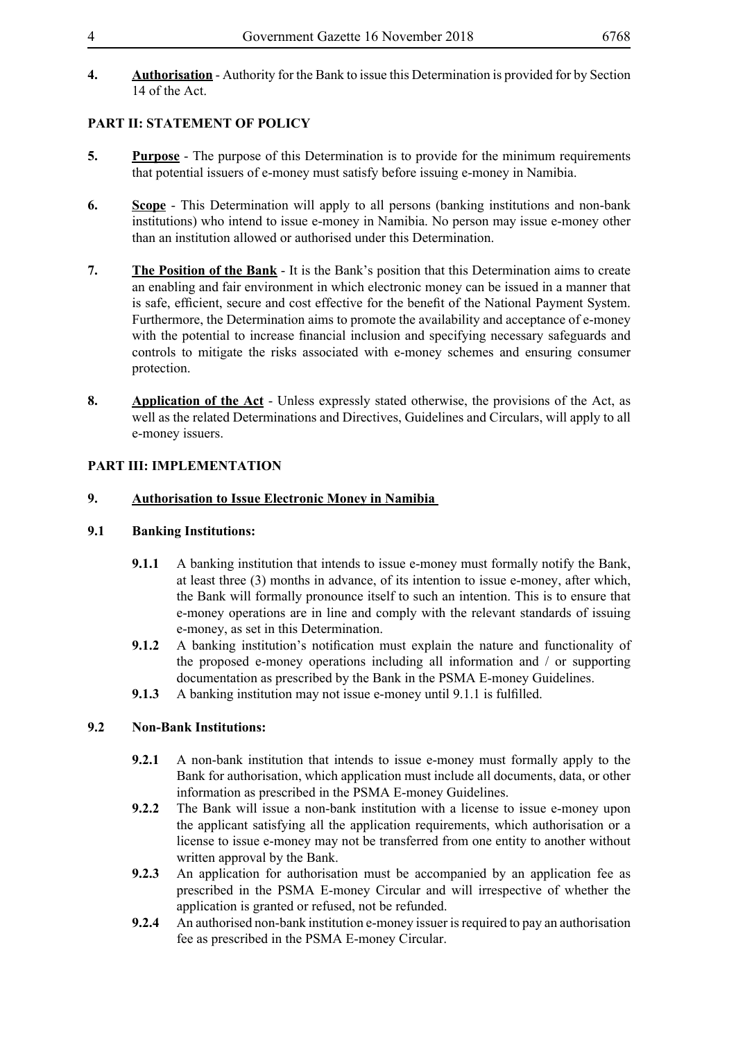**4. Authorisation** - Authority for the Bank to issue this Determination is provided for by Section 14 of the Act.

## PART II: STATEMENT OF POLICY

**5. Purpose** - The purpose of this Determination is to provide for the minimum requirements that potential issuers of e-money must satisfy before issuing e-money in Namibia.

**6. Scope** - This Determination will apply to all persons (banking institutions and non-bank institutions) who intend to issue e-money in Namibia. No person may issue e-money other than an institution allowed or authorised under this Determination.

**7. The Position of the Bank** - It is the Bank's position that this Determination aims to create an enabling and fair environment in which electronic money can be issued in a manner that is safe, efficient, secure and cost effective for the benefit of the National Payment System. Furthermore, the Determination aims to promote the availability and acceptance of e-money with the potential to increase financial inclusion and specifying necessary safeguards and controls to mitigate the risks associated with e-money schemes and ensuring consumer protection.

**8. Application of the Act** - Unless expressly stated otherwise, the provisions of the Act, as well as the related Determinations and Directives, Guidelines and Circulars, will apply to all e-money issuers.

## PART III: IMPLEMENTATION

**9. Authorisation to Issue Electronic Money in Namibia**

**9.1 Banking Institutions:**

**9.1.1** A banking institution that intends to issue e-money must formally notify the Bank, at least three (3) months in advance, of its intention to issue e-money, after which, the Bank will formally pronounce itself to such an intention. This is to ensure that e-money operations are in line and comply with the relevant standards of issuing e-money, as set in this Determination.

**9.1.2** A banking institution's notification must explain the nature and functionality of the proposed e-money operations including all information and / or supporting documentation as prescribed by the Bank in the PSMA E-money Guidelines.

**9.1.3** A banking institution may not issue e-money until 9.1.1 is fulfilled.

**9.2 Non-Bank Institutions:**

**9.2.1** A non-bank institution that intends to issue e-money must formally apply to the Bank for authorisation, which application must include all documents, data, or other information as prescribed in the PSMA E-money Guidelines.

**9.2.2** The Bank will issue a non-bank institution with a license to issue e-money upon the applicant satisfying all the application requirements, which authorisation or a license to issue e-money may not be transferred from one entity to another without written approval by the Bank.

**9.2.3** An application for authorisation must be accompanied by an application fee as prescribed in the PSMA E-money Circular and will irrespective of whether the application is granted or refused, not be refunded.

**9.2.4** An authorised non-bank institution e-money issuer is required to pay an authorisation fee as prescribed in the PSMA E-money Circular.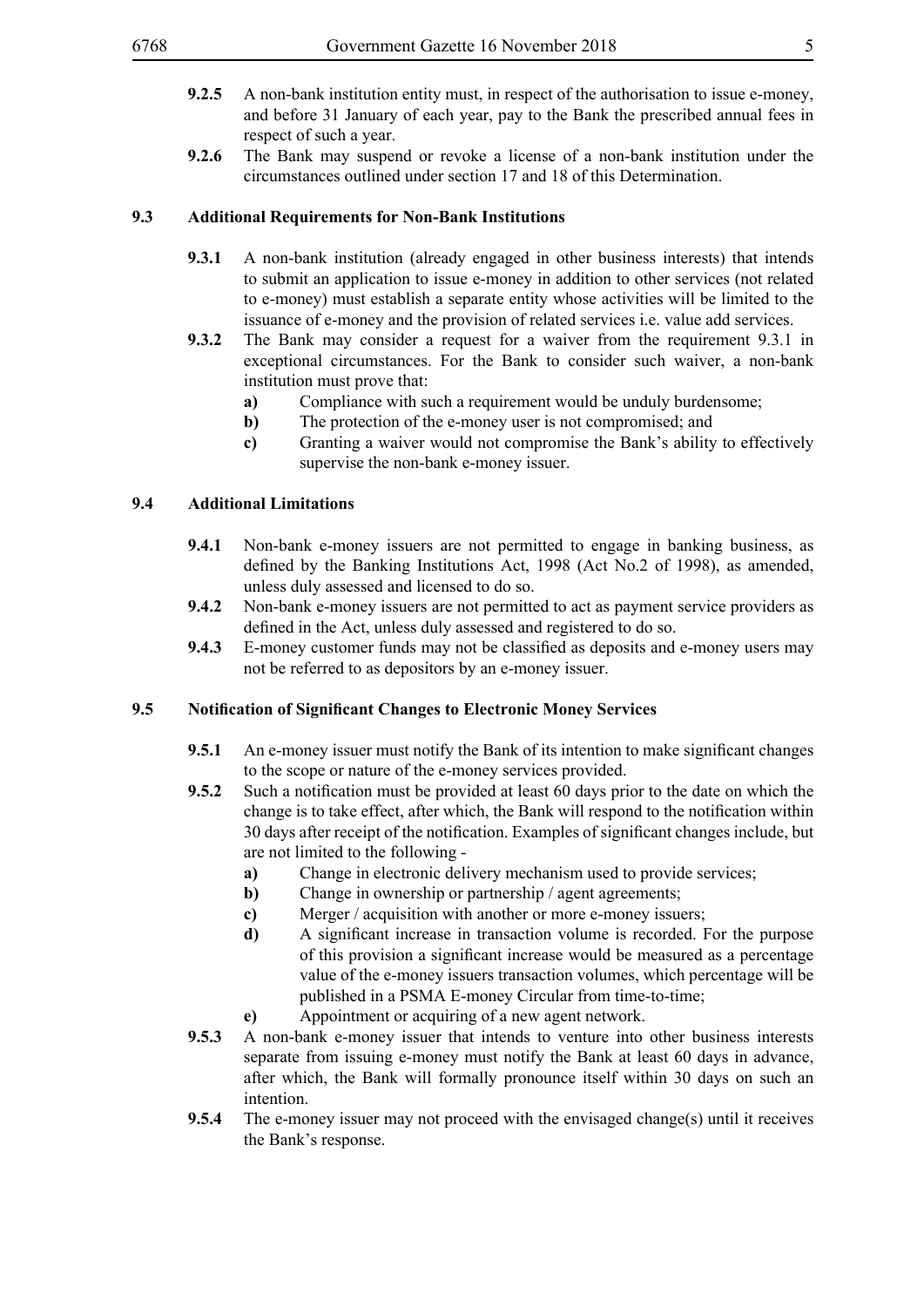**9.2.5** A non-bank institution entity must, in respect of the authorisation to issue e-money, and before 31 January of each year, pay to the Bank the prescribed annual fees in respect of such a year.

**9.2.6** The Bank may suspend or revoke a license of a non-bank institution under the circumstances outlined under section 17 and 18 of this Determination.

### 9.3 Additional Requirements for Non-Bank Institutions

**9.3.1** A non-bank institution (already engaged in other business interests) that intends to submit an application to issue e-money in addition to other services (not related to e-money) must establish a separate entity whose activities will be limited to the issuance of e-money and the provision of related services i.e. value add services.

**9.3.2** The Bank may consider a request for a waiver from the requirement 9.3.1 in exceptional circumstances. For the Bank to consider such waiver, a non-bank institution must prove that:

- **a)** Compliance with such a requirement would be unduly burdensome;
- **b)** The protection of the e-money user is not compromised; and
- **c)** Granting a waiver would not compromise the Bank's ability to effectively supervise the non-bank e-money issuer.

### 9.4 Additional Limitations

**9.4.1** Non-bank e-money issuers are not permitted to engage in banking business, as defined by the Banking Institutions Act, 1998 (Act No.2 of 1998), as amended, unless duly assessed and licensed to do so.

**9.4.2** Non-bank e-money issuers are not permitted to act as payment service providers as defined in the Act, unless duly assessed and registered to do so.

**9.4.3** E-money customer funds may not be classified as deposits and e-money users may not be referred to as depositors by an e-money issuer.

### 9.5 Notification of Significant Changes to Electronic Money Services

**9.5.1** An e-money issuer must notify the Bank of its intention to make significant changes to the scope or nature of the e-money services provided.

**9.5.2** Such a notification must be provided at least 60 days prior to the date on which the change is to take effect, after which, the Bank will respond to the notification within 30 days after receipt of the notification. Examples of significant changes include, but are not limited to the following -

- **a)** Change in electronic delivery mechanism used to provide services;
- **b)** Change in ownership or partnership / agent agreements;
- **c)** Merger / acquisition with another or more e-money issuers;
- **d)** A significant increase in transaction volume is recorded. For the purpose of this provision a significant increase would be measured as a percentage value of the e-money issuers transaction volumes, which percentage will be published in a PSMA E-money Circular from time-to-time;
- **e)** Appointment or acquiring of a new agent network.

**9.5.3** A non-bank e-money issuer that intends to venture into other business interests separate from issuing e-money must notify the Bank at least 60 days in advance, after which, the Bank will formally pronounce itself within 30 days on such an intention.

**9.5.4** The e-money issuer may not proceed with the envisaged change(s) until it receives the Bank's response.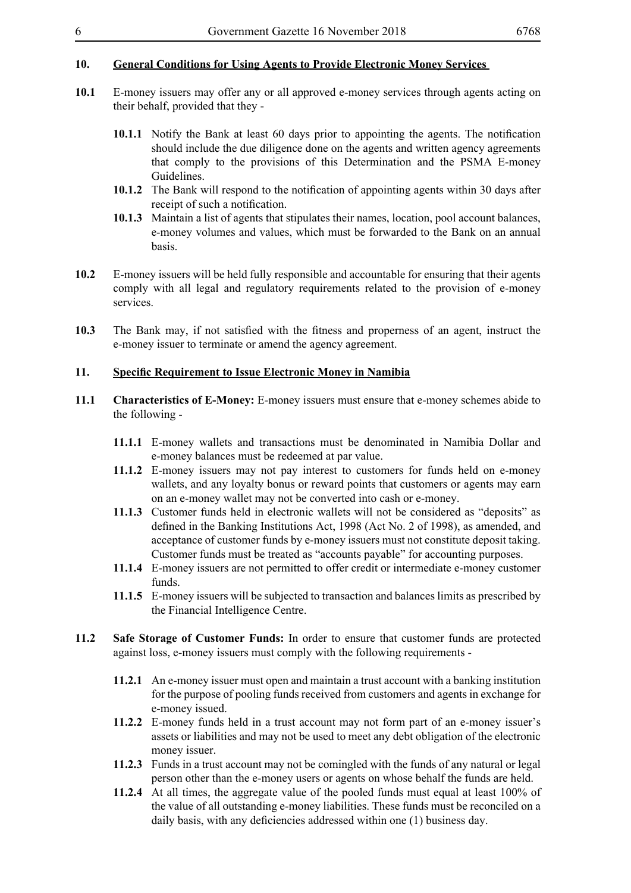## 10. <u>General Conditions for Using Agents to Provide Electronic Money Services</u>

**10.1** E-money issuers may offer any or all approved e-money services through agents acting on their behalf, provided that they -

> **10.1.1** Notify the Bank at least 60 days prior to appointing the agents. The notification should include the due diligence done on the agents and written agency agreements that comply to the provisions of this Determination and the PSMA E-money Guidelines.
>
> **10.1.2** The Bank will respond to the notification of appointing agents within 30 days after receipt of such a notification.
>
> **10.1.3** Maintain a list of agents that stipulates their names, location, pool account balances, e-money volumes and values, which must be forwarded to the Bank on an annual basis.

**10.2** E-money issuers will be held fully responsible and accountable for ensuring that their agents comply with all legal and regulatory requirements related to the provision of e-money services.

**10.3** The Bank may, if not satisfied with the fitness and properness of an agent, instruct the e-money issuer to terminate or amend the agency agreement.

## 11. <u>Specific Requirement to Issue Electronic Money in Namibia</u>

**11.1** **Characteristics of E-Money:** E-money issuers must ensure that e-money schemes abide to the following -

> **11.1.1** E-money wallets and transactions must be denominated in Namibia Dollar and e-money balances must be redeemed at par value.
>
> **11.1.2** E-money issuers may not pay interest to customers for funds held on e-money wallets, and any loyalty bonus or reward points that customers or agents may earn on an e-money wallet may not be converted into cash or e-money.
>
> **11.1.3** Customer funds held in electronic wallets will not be considered as "deposits" as defined in the Banking Institutions Act, 1998 (Act No. 2 of 1998), as amended, and acceptance of customer funds by e-money issuers must not constitute deposit taking. Customer funds must be treated as "accounts payable" for accounting purposes.
>
> **11.1.4** E-money issuers are not permitted to offer credit or intermediate e-money customer funds.
>
> **11.1.5** E-money issuers will be subjected to transaction and balances limits as prescribed by the Financial Intelligence Centre.

**11.2** **Safe Storage of Customer Funds:** In order to ensure that customer funds are protected against loss, e-money issuers must comply with the following requirements -

> **11.2.1** An e-money issuer must open and maintain a trust account with a banking institution for the purpose of pooling funds received from customers and agents in exchange for e-money issued.
>
> **11.2.2** E-money funds held in a trust account may not form part of an e-money issuer's assets or liabilities and may not be used to meet any debt obligation of the electronic money issuer.
>
> **11.2.3** Funds in a trust account may not be comingled with the funds of any natural or legal person other than the e-money users or agents on whose behalf the funds are held.
>
> **11.2.4** At all times, the aggregate value of the pooled funds must equal at least 100% of the value of all outstanding e-money liabilities. These funds must be reconciled on a daily basis, with any deficiencies addressed within one (1) business day.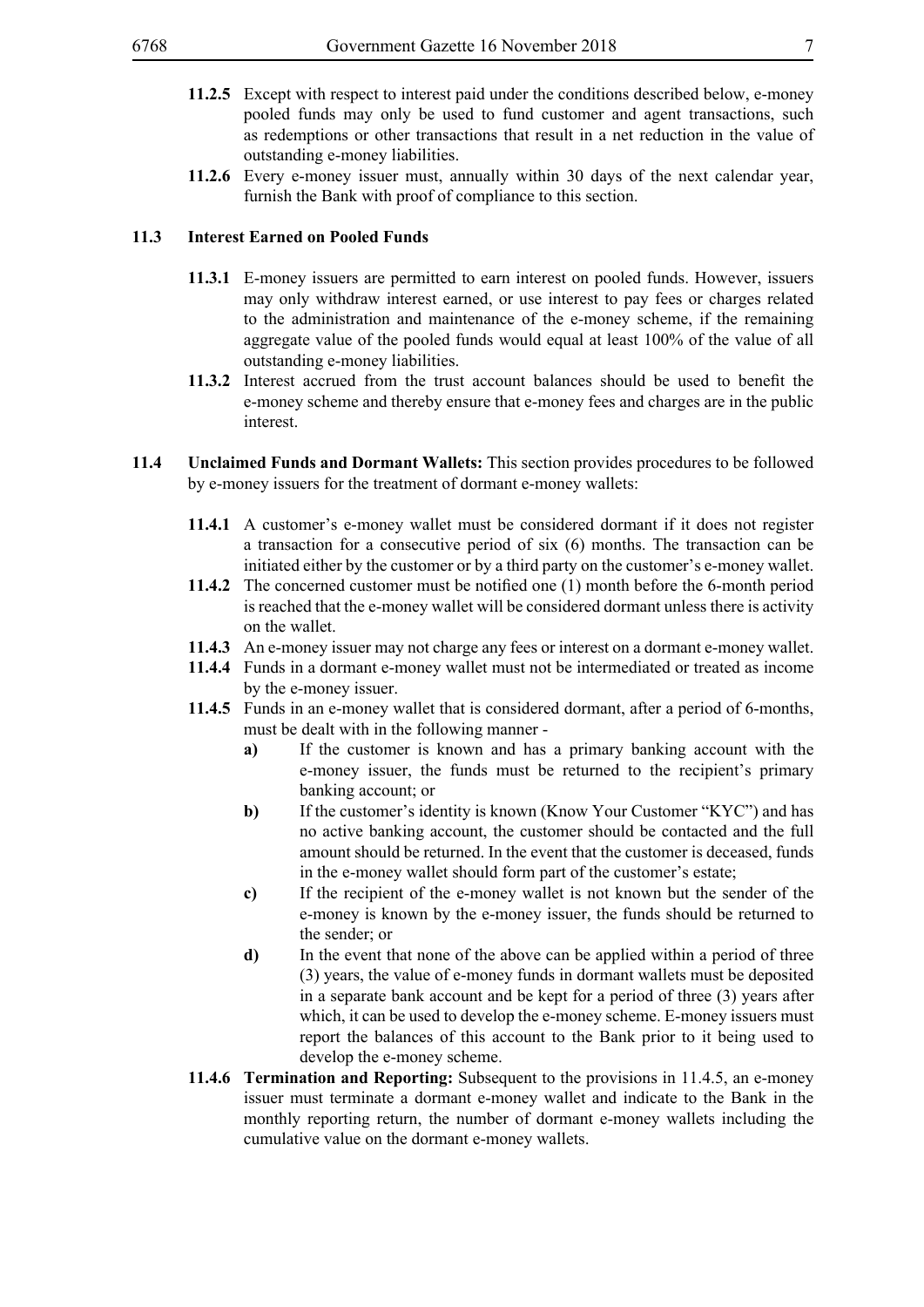**11.2.5** Except with respect to interest paid under the conditions described below, e-money pooled funds may only be used to fund customer and agent transactions, such as redemptions or other transactions that result in a net reduction in the value of outstanding e-money liabilities.

**11.2.6** Every e-money issuer must, annually within 30 days of the next calendar year, furnish the Bank with proof of compliance to this section.

### 11.3 Interest Earned on Pooled Funds

**11.3.1** E-money issuers are permitted to earn interest on pooled funds. However, issuers may only withdraw interest earned, or use interest to pay fees or charges related to the administration and maintenance of the e-money scheme, if the remaining aggregate value of the pooled funds would equal at least 100% of the value of all outstanding e-money liabilities.

**11.3.2** Interest accrued from the trust account balances should be used to benefit the e-money scheme and thereby ensure that e-money fees and charges are in the public interest.

### 11.4 Unclaimed Funds and Dormant Wallets: This section provides procedures to be followed by e-money issuers for the treatment of dormant e-money wallets:

**11.4.1** A customer's e-money wallet must be considered dormant if it does not register a transaction for a consecutive period of six (6) months. The transaction can be initiated either by the customer or by a third party on the customer's e-money wallet.

**11.4.2** The concerned customer must be notified one (1) month before the 6-month period is reached that the e-money wallet will be considered dormant unless there is activity on the wallet.

**11.4.3** An e-money issuer may not charge any fees or interest on a dormant e-money wallet.

**11.4.4** Funds in a dormant e-money wallet must not be intermediated or treated as income by the e-money issuer.

**11.4.5** Funds in an e-money wallet that is considered dormant, after a period of 6-months, must be dealt with in the following manner -

- **a)** If the customer is known and has a primary banking account with the e-money issuer, the funds must be returned to the recipient's primary banking account; or
- **b)** If the customer's identity is known (Know Your Customer "KYC") and has no active banking account, the customer should be contacted and the full amount should be returned. In the event that the customer is deceased, funds in the e-money wallet should form part of the customer's estate;
- **c)** If the recipient of the e-money wallet is not known but the sender of the e-money is known by the e-money issuer, the funds should be returned to the sender; or
- **d)** In the event that none of the above can be applied within a period of three (3) years, the value of e-money funds in dormant wallets must be deposited in a separate bank account and be kept for a period of three (3) years after which, it can be used to develop the e-money scheme. E-money issuers must report the balances of this account to the Bank prior to it being used to develop the e-money scheme.

**11.4.6** **Termination and Reporting:** Subsequent to the provisions in 11.4.5, an e-money issuer must terminate a dormant e-money wallet and indicate to the Bank in the monthly reporting return, the number of dormant e-money wallets including the cumulative value on the dormant e-money wallets.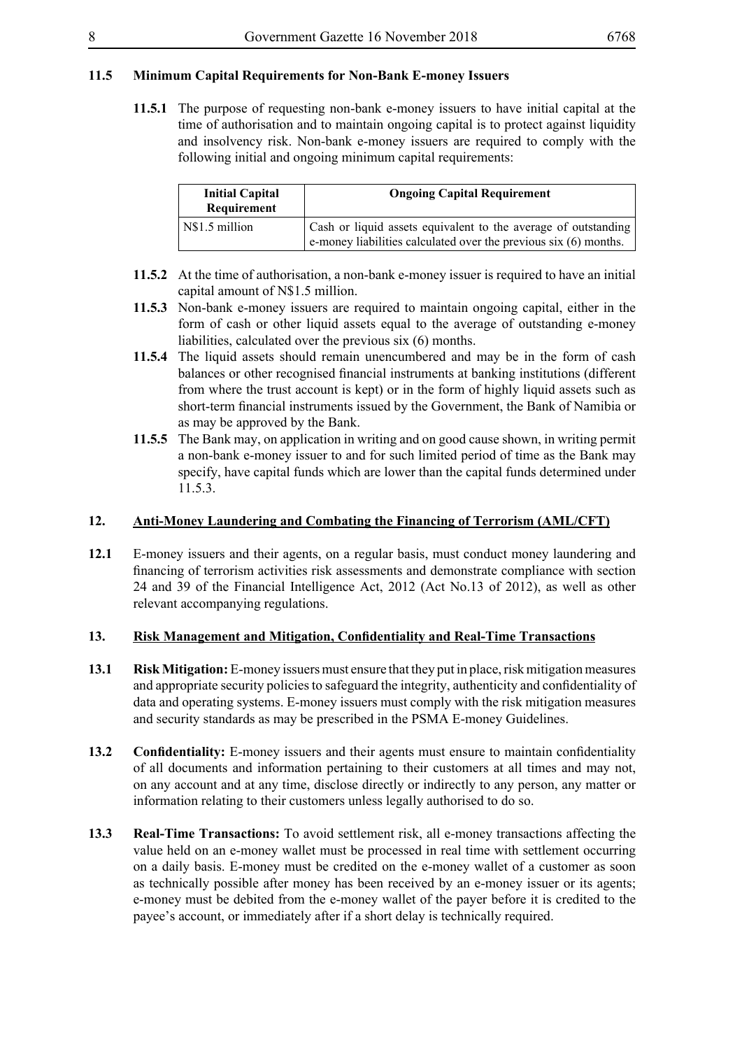### 11.5 Minimum Capital Requirements for Non-Bank E-money Issuers

**11.5.1** The purpose of requesting non-bank e-money issuers to have initial capital at the time of authorisation and to maintain ongoing capital is to protect against liquidity and insolvency risk. Non-bank e-money issuers are required to comply with the following initial and ongoing minimum capital requirements:

| Initial Capital Requirement | Ongoing Capital Requirement |
|---|---|
| N$1.5 million | Cash or liquid assets equivalent to the average of outstanding e-money liabilities calculated over the previous six (6) months. |

**11.5.2** At the time of authorisation, a non-bank e-money issuer is required to have an initial capital amount of N$1.5 million.

**11.5.3** Non-bank e-money issuers are required to maintain ongoing capital, either in the form of cash or other liquid assets equal to the average of outstanding e-money liabilities, calculated over the previous six (6) months.

**11.5.4** The liquid assets should remain unencumbered and may be in the form of cash balances or other recognised financial instruments at banking institutions (different from where the trust account is kept) or in the form of highly liquid assets such as short-term financial instruments issued by the Government, the Bank of Namibia or as may be approved by the Bank.

**11.5.5** The Bank may, on application in writing and on good cause shown, in writing permit a non-bank e-money issuer to and for such limited period of time as the Bank may specify, have capital funds which are lower than the capital funds determined under 11.5.3.

## 12. Anti-Money Laundering and Combating the Financing of Terrorism (AML/CFT)

**12.1** E-money issuers and their agents, on a regular basis, must conduct money laundering and financing of terrorism activities risk assessments and demonstrate compliance with section 24 and 39 of the Financial Intelligence Act, 2012 (Act No.13 of 2012), as well as other relevant accompanying regulations.

## 13. Risk Management and Mitigation, Confidentiality and Real-Time Transactions

**13.1** **Risk Mitigation:** E-money issuers must ensure that they put in place, risk mitigation measures and appropriate security policies to safeguard the integrity, authenticity and confidentiality of data and operating systems. E-money issuers must comply with the risk mitigation measures and security standards as may be prescribed in the PSMA E-money Guidelines.

**13.2** **Confidentiality:** E-money issuers and their agents must ensure to maintain confidentiality of all documents and information pertaining to their customers at all times and may not, on any account and at any time, disclose directly or indirectly to any person, any matter or information relating to their customers unless legally authorised to do so.

**13.3** **Real-Time Transactions:** To avoid settlement risk, all e-money transactions affecting the value held on an e-money wallet must be processed in real time with settlement occurring on a daily basis. E-money must be credited on the e-money wallet of a customer as soon as technically possible after money has been received by an e-money issuer or its agents; e-money must be debited from the e-money wallet of the payer before it is credited to the payee's account, or immediately after if a short delay is technically required.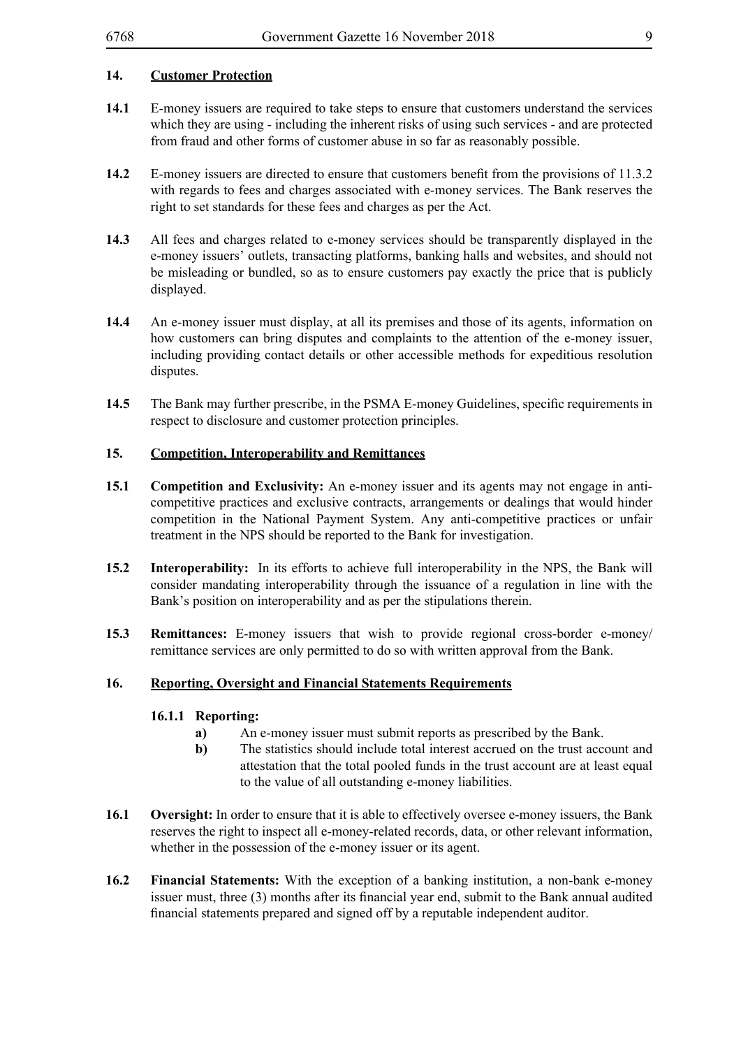## 14. Customer Protection

**14.1** E-money issuers are required to take steps to ensure that customers understand the services which they are using - including the inherent risks of using such services - and are protected from fraud and other forms of customer abuse in so far as reasonably possible.

**14.2** E-money issuers are directed to ensure that customers benefit from the provisions of 11.3.2 with regards to fees and charges associated with e-money services. The Bank reserves the right to set standards for these fees and charges as per the Act.

**14.3** All fees and charges related to e-money services should be transparently displayed in the e-money issuers' outlets, transacting platforms, banking halls and websites, and should not be misleading or bundled, so as to ensure customers pay exactly the price that is publicly displayed.

**14.4** An e-money issuer must display, at all its premises and those of its agents, information on how customers can bring disputes and complaints to the attention of the e-money issuer, including providing contact details or other accessible methods for expeditious resolution disputes.

**14.5** The Bank may further prescribe, in the PSMA E-money Guidelines, specific requirements in respect to disclosure and customer protection principles.

## 15. Competition, Interoperability and Remittances

**15.1** **Competition and Exclusivity:** An e-money issuer and its agents may not engage in anti-competitive practices and exclusive contracts, arrangements or dealings that would hinder competition in the National Payment System. Any anti-competitive practices or unfair treatment in the NPS should be reported to the Bank for investigation.

**15.2** **Interoperability:** In its efforts to achieve full interoperability in the NPS, the Bank will consider mandating interoperability through the issuance of a regulation in line with the Bank's position on interoperability and as per the stipulations therein.

**15.3** **Remittances:** E-money issuers that wish to provide regional cross-border e-money/ remittance services are only permitted to do so with written approval from the Bank.

## 16. Reporting, Oversight and Financial Statements Requirements

**16.1.1 Reporting:**

- **a)** An e-money issuer must submit reports as prescribed by the Bank.
- **b)** The statistics should include total interest accrued on the trust account and attestation that the total pooled funds in the trust account are at least equal to the value of all outstanding e-money liabilities.

**16.1** **Oversight:** In order to ensure that it is able to effectively oversee e-money issuers, the Bank reserves the right to inspect all e-money-related records, data, or other relevant information, whether in the possession of the e-money issuer or its agent.

**16.2** **Financial Statements:** With the exception of a banking institution, a non-bank e-money issuer must, three (3) months after its financial year end, submit to the Bank annual audited financial statements prepared and signed off by a reputable independent auditor.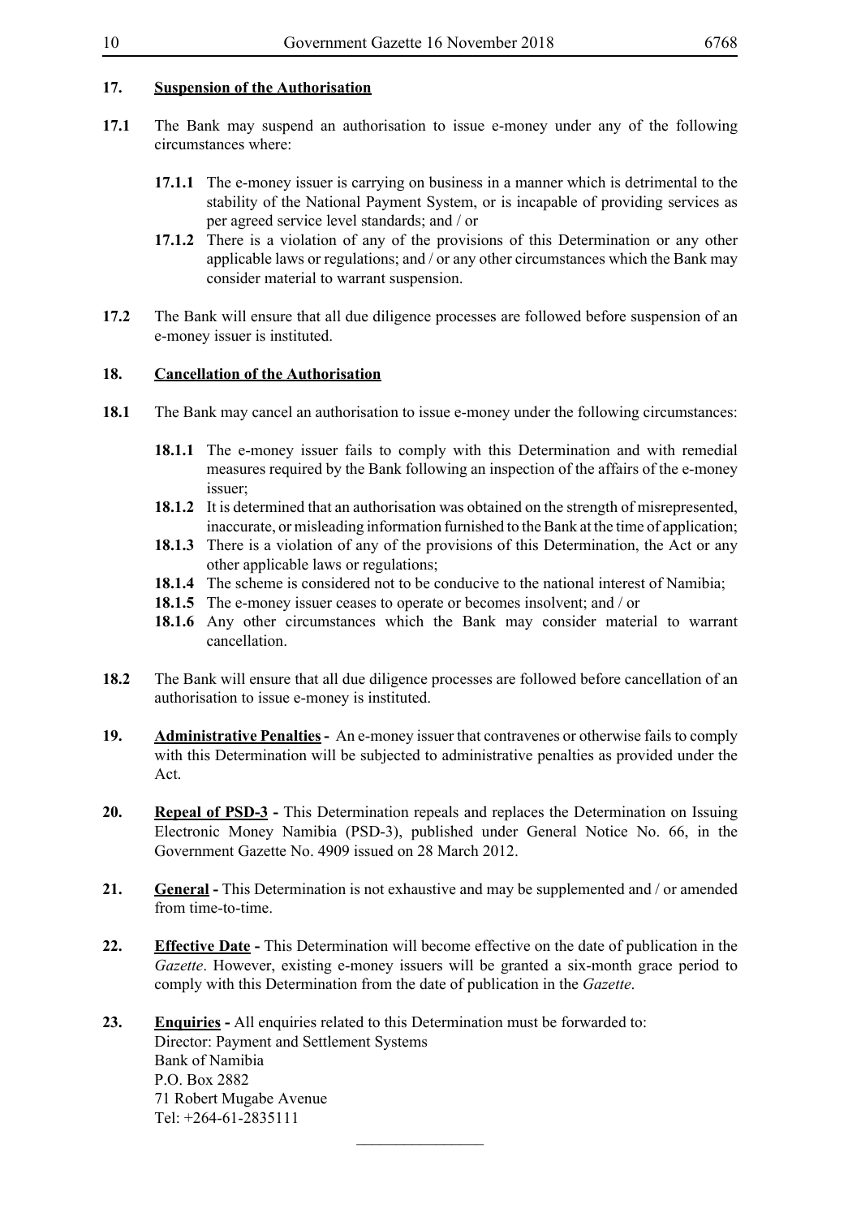## 17. Suspension of the Authorisation

**17.1** The Bank may suspend an authorisation to issue e-money under any of the following circumstances where:

- **17.1.1** The e-money issuer is carrying on business in a manner which is detrimental to the stability of the National Payment System, or is incapable of providing services as per agreed service level standards; and / or
- **17.1.2** There is a violation of any of the provisions of this Determination or any other applicable laws or regulations; and / or any other circumstances which the Bank may consider material to warrant suspension.

**17.2** The Bank will ensure that all due diligence processes are followed before suspension of an e-money issuer is instituted.

## 18. Cancellation of the Authorisation

**18.1** The Bank may cancel an authorisation to issue e-money under the following circumstances:

- **18.1.1** The e-money issuer fails to comply with this Determination and with remedial measures required by the Bank following an inspection of the affairs of the e-money issuer;
- **18.1.2** It is determined that an authorisation was obtained on the strength of misrepresented, inaccurate, or misleading information furnished to the Bank at the time of application;
- **18.1.3** There is a violation of any of the provisions of this Determination, the Act or any other applicable laws or regulations;
- **18.1.4** The scheme is considered not to be conducive to the national interest of Namibia;
- **18.1.5** The e-money issuer ceases to operate or becomes insolvent; and / or
- **18.1.6** Any other circumstances which the Bank may consider material to warrant cancellation.

**18.2** The Bank will ensure that all due diligence processes are followed before cancellation of an authorisation to issue e-money is instituted.

**19. Administrative Penalties -** An e-money issuer that contravenes or otherwise fails to comply with this Determination will be subjected to administrative penalties as provided under the Act.

**20. Repeal of PSD-3 -** This Determination repeals and replaces the Determination on Issuing Electronic Money Namibia (PSD-3), published under General Notice No. 66, in the Government Gazette No. 4909 issued on 28 March 2012.

**21. General -** This Determination is not exhaustive and may be supplemented and / or amended from time-to-time.

**22. Effective Date -** This Determination will become effective on the date of publication in the *Gazette*. However, existing e-money issuers will be granted a six-month grace period to comply with this Determination from the date of publication in the *Gazette*.

**23. Enquiries -** All enquiries related to this Determination must be forwarded to:
Director: Payment and Settlement Systems
Bank of Namibia
P.O. Box 2882
71 Robert Mugabe Avenue
Tel: +264-61-2835111